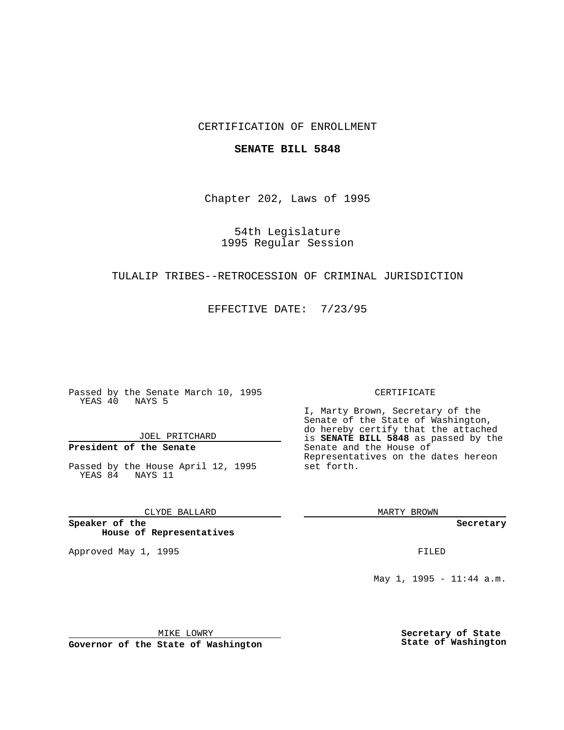CERTIFICATION OF ENROLLMENT

**SENATE BILL 5848**

Chapter 202, Laws of 1995

54th Legislature
1995 Regular Session

TULALIP TRIBES--RETROCESSION OF CRIMINAL JURISDICTION

EFFECTIVE DATE: 7/23/95

Passed by the Senate March 10, 1995
YEAS 40 NAYS 5

JOEL PRITCHARD

**President of the Senate**

Passed by the House April 12, 1995
YEAS 84 NAYS 11

CLYDE BALLARD

**Speaker of the House of Representatives**

Approved May 1, 1995

MIKE LOWRY

**Governor of the State of Washington**

CERTIFICATE

I, Marty Brown, Secretary of the Senate of the State of Washington, do hereby certify that the attached is **SENATE BILL 5848** as passed by the Senate and the House of Representatives on the dates hereon set forth.

MARTY BROWN

**Secretary**

FILED

May 1, 1995 - 11:44 a.m.

**Secretary of State**
**State of Washington**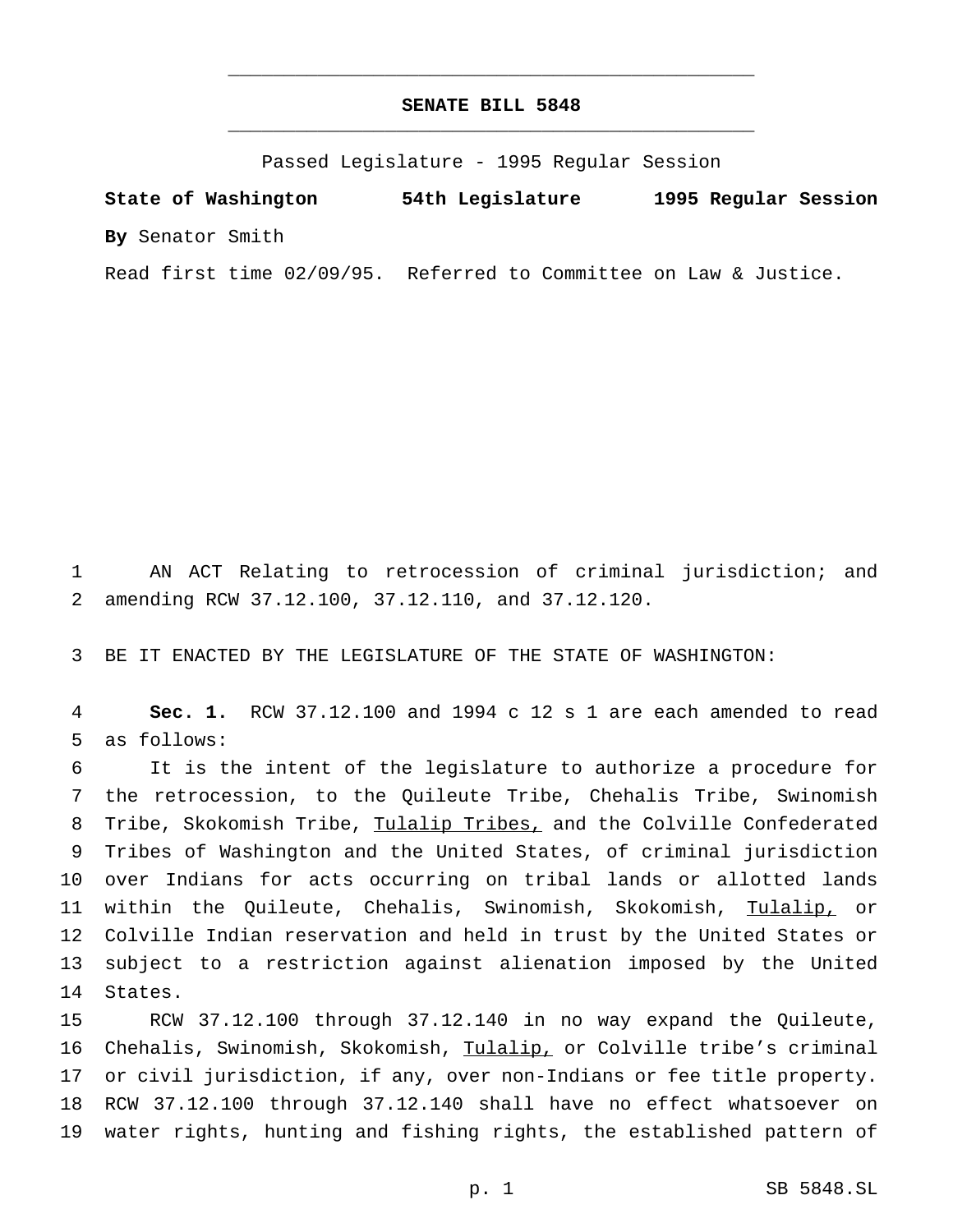# SENATE BILL 5848

Passed Legislature - 1995 Regular Session

**State of Washington** **54th Legislature** **1995 Regular Session**

**By** Senator Smith

Read first time 02/09/95. Referred to Committee on Law & Justice.

1 AN ACT Relating to retrocession of criminal jurisdiction; and
2 amending RCW 37.12.100, 37.12.110, and 37.12.120.

3 BE IT ENACTED BY THE LEGISLATURE OF THE STATE OF WASHINGTON:

4 **Sec. 1.** RCW 37.12.100 and 1994 c 12 s 1 are each amended to read
5 as follows:
6 It is the intent of the legislature to authorize a procedure for
7 the retrocession, to the Quileute Tribe, Chehalis Tribe, Swinomish
8 Tribe, Skokomish Tribe, <u>Tulalip Tribes,</u> and the Colville Confederated
9 Tribes of Washington and the United States, of criminal jurisdiction
10 over Indians for acts occurring on tribal lands or allotted lands
11 within the Quileute, Chehalis, Swinomish, Skokomish, <u>Tulalip,</u> or
12 Colville Indian reservation and held in trust by the United States or
13 subject to a restriction against alienation imposed by the United
14 States.
15 RCW 37.12.100 through 37.12.140 in no way expand the Quileute,
16 Chehalis, Swinomish, Skokomish, <u>Tulalip,</u> or Colville tribe's criminal
17 or civil jurisdiction, if any, over non-Indians or fee title property.
18 RCW 37.12.100 through 37.12.140 shall have no effect whatsoever on
19 water rights, hunting and fishing rights, the established pattern of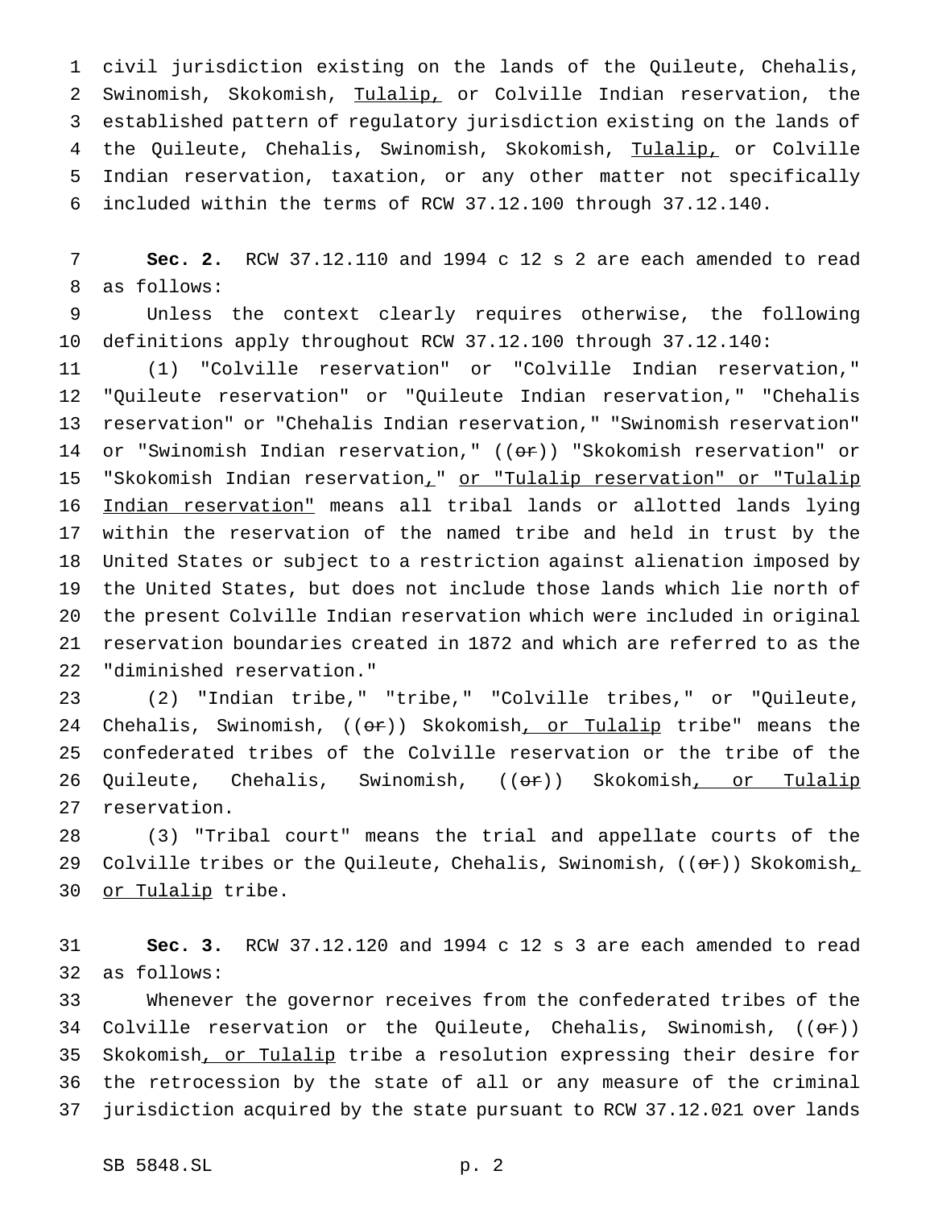civil jurisdiction existing on the lands of the Quileute, Chehalis, Swinomish, Skokomish, <u>Tulalip,</u> or Colville Indian reservation, the established pattern of regulatory jurisdiction existing on the lands of the Quileute, Chehalis, Swinomish, Skokomish, <u>Tulalip,</u> or Colville Indian reservation, taxation, or any other matter not specifically included within the terms of RCW 37.12.100 through 37.12.140.

**Sec. 2.** RCW 37.12.110 and 1994 c 12 s 2 are each amended to read as follows:

Unless the context clearly requires otherwise, the following definitions apply throughout RCW 37.12.100 through 37.12.140:

(1) "Colville reservation" or "Colville Indian reservation," "Quileute reservation" or "Quileute Indian reservation," "Chehalis reservation" or "Chehalis Indian reservation," "Swinomish reservation" or "Swinomish Indian reservation," ((~~or~~)) "Skokomish reservation" or "Skokomish Indian reservation<u>,</u>" <u>or "Tulalip reservation" or "Tulalip Indian reservation"</u> means all tribal lands or allotted lands lying within the reservation of the named tribe and held in trust by the United States or subject to a restriction against alienation imposed by the United States, but does not include those lands which lie north of the present Colville Indian reservation which were included in original reservation boundaries created in 1872 and which are referred to as the "diminished reservation."

(2) "Indian tribe," "tribe," "Colville tribes," or "Quileute, Chehalis, Swinomish, ((~~or~~)) Skokomish<u>, or Tulalip</u> tribe" means the confederated tribes of the Colville reservation or the tribe of the Quileute, Chehalis, Swinomish, ((~~or~~)) Skokomish<u>, or Tulalip</u> reservation.

(3) "Tribal court" means the trial and appellate courts of the Colville tribes or the Quileute, Chehalis, Swinomish, ((~~or~~)) Skokomish<u>, or Tulalip</u> tribe.

**Sec. 3.** RCW 37.12.120 and 1994 c 12 s 3 are each amended to read as follows:

Whenever the governor receives from the confederated tribes of the Colville reservation or the Quileute, Chehalis, Swinomish, ((~~or~~)) Skokomish<u>, or Tulalip</u> tribe a resolution expressing their desire for the retrocession by the state of all or any measure of the criminal jurisdiction acquired by the state pursuant to RCW 37.12.021 over lands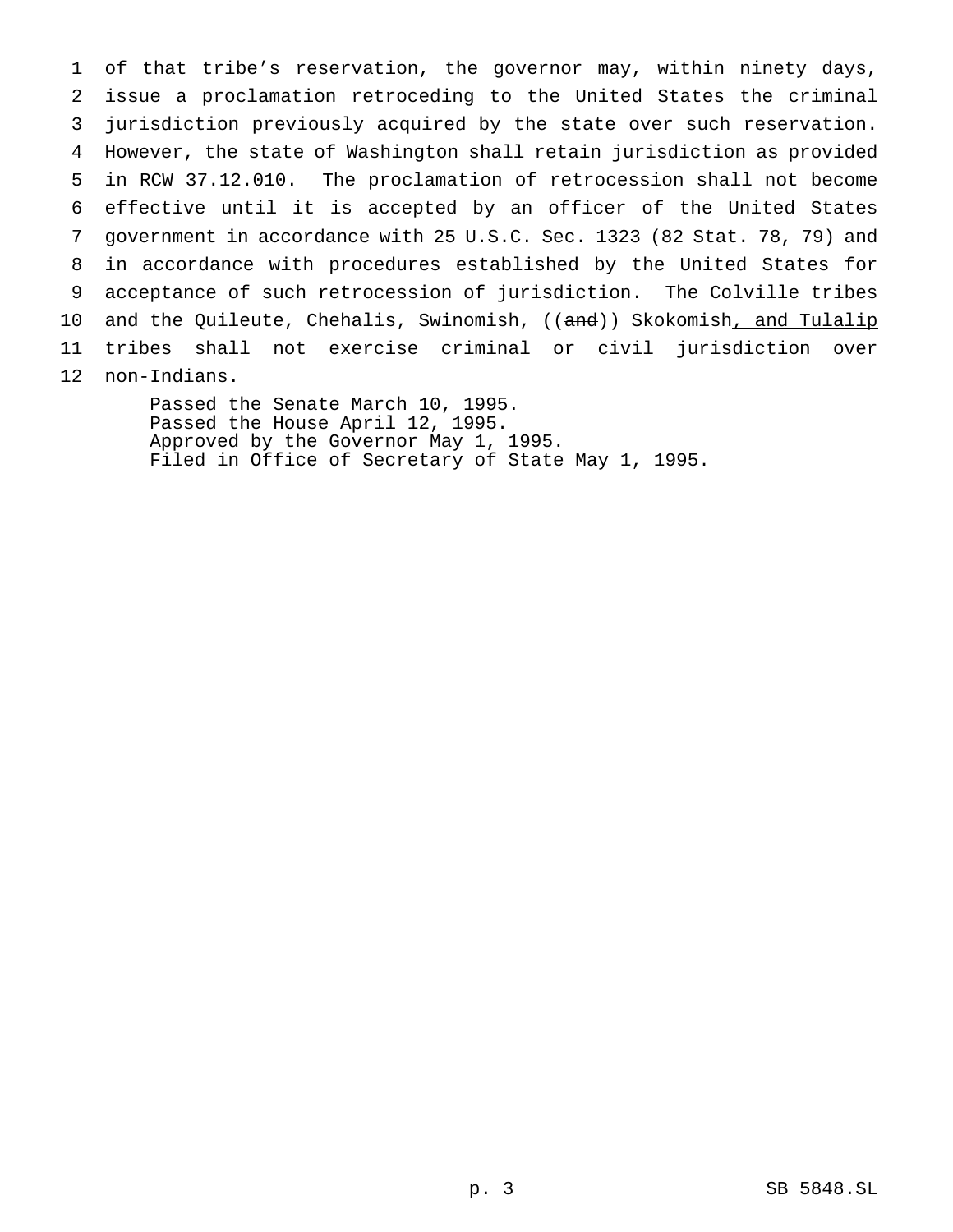of that tribe's reservation, the governor may, within ninety days, issue a proclamation retroceding to the United States the criminal jurisdiction previously acquired by the state over such reservation. However, the state of Washington shall retain jurisdiction as provided in RCW 37.12.010. The proclamation of retrocession shall not become effective until it is accepted by an officer of the United States government in accordance with 25 U.S.C. Sec. 1323 (82 Stat. 78, 79) and in accordance with procedures established by the United States for acceptance of such retrocession of jurisdiction. The Colville tribes and the Quileute, Chehalis, Swinomish, ((~~and~~)) Skokomish, and Tulalip tribes shall not exercise criminal or civil jurisdiction over non-Indians.

Passed the Senate March 10, 1995.
Passed the House April 12, 1995.
Approved by the Governor May 1, 1995.
Filed in Office of Secretary of State May 1, 1995.